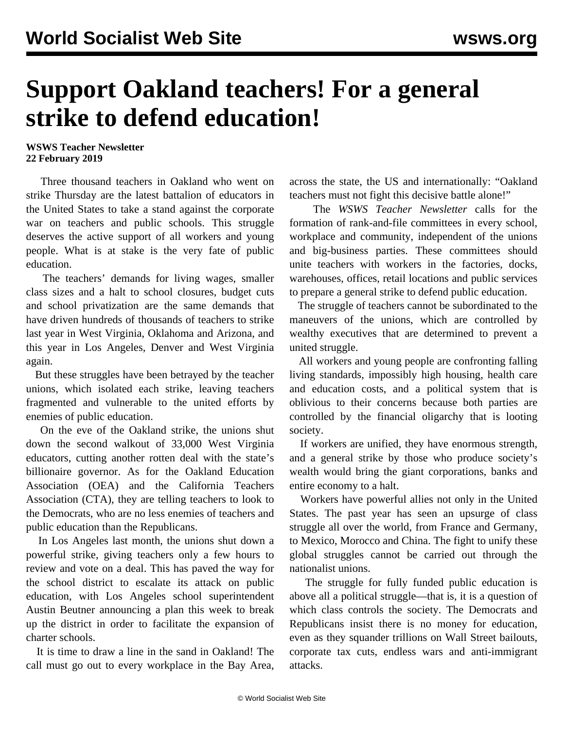# Support Oakland teachers! For a general strike to defend education!

**WSWS Teacher Newsletter**
**22 February 2019**

Three thousand teachers in Oakland who went on strike Thursday are the latest battalion of educators in the United States to take a stand against the corporate war on teachers and public schools. This struggle deserves the active support of all workers and young people. What is at stake is the very fate of public education.

The teachers' demands for living wages, smaller class sizes and a halt to school closures, budget cuts and school privatization are the same demands that have driven hundreds of thousands of teachers to strike last year in West Virginia, Oklahoma and Arizona, and this year in Los Angeles, Denver and West Virginia again.

But these struggles have been betrayed by the teacher unions, which isolated each strike, leaving teachers fragmented and vulnerable to the united efforts by enemies of public education.

On the eve of the Oakland strike, the unions shut down the second walkout of 33,000 West Virginia educators, cutting another rotten deal with the state's billionaire governor. As for the Oakland Education Association (OEA) and the California Teachers Association (CTA), they are telling teachers to look to the Democrats, who are no less enemies of teachers and public education than the Republicans.

In Los Angeles last month, the unions shut down a powerful strike, giving teachers only a few hours to review and vote on a deal. This has paved the way for the school district to escalate its attack on public education, with Los Angeles school superintendent Austin Beutner announcing a plan this week to break up the district in order to facilitate the expansion of charter schools.

It is time to draw a line in the sand in Oakland! The call must go out to every workplace in the Bay Area, across the state, the US and internationally: "Oakland teachers must not fight this decisive battle alone!"

The *WSWS Teacher Newsletter* calls for the formation of rank-and-file committees in every school, workplace and community, independent of the unions and big-business parties. These committees should unite teachers with workers in the factories, docks, warehouses, offices, retail locations and public services to prepare a general strike to defend public education.

The struggle of teachers cannot be subordinated to the maneuvers of the unions, which are controlled by wealthy executives that are determined to prevent a united struggle.

All workers and young people are confronting falling living standards, impossibly high housing, health care and education costs, and a political system that is oblivious to their concerns because both parties are controlled by the financial oligarchy that is looting society.

If workers are unified, they have enormous strength, and a general strike by those who produce society's wealth would bring the giant corporations, banks and entire economy to a halt.

Workers have powerful allies not only in the United States. The past year has seen an upsurge of class struggle all over the world, from France and Germany, to Mexico, Morocco and China. The fight to unify these global struggles cannot be carried out through the nationalist unions.

The struggle for fully funded public education is above all a political struggle—that is, it is a question of which class controls the society. The Democrats and Republicans insist there is no money for education, even as they squander trillions on Wall Street bailouts, corporate tax cuts, endless wars and anti-immigrant attacks.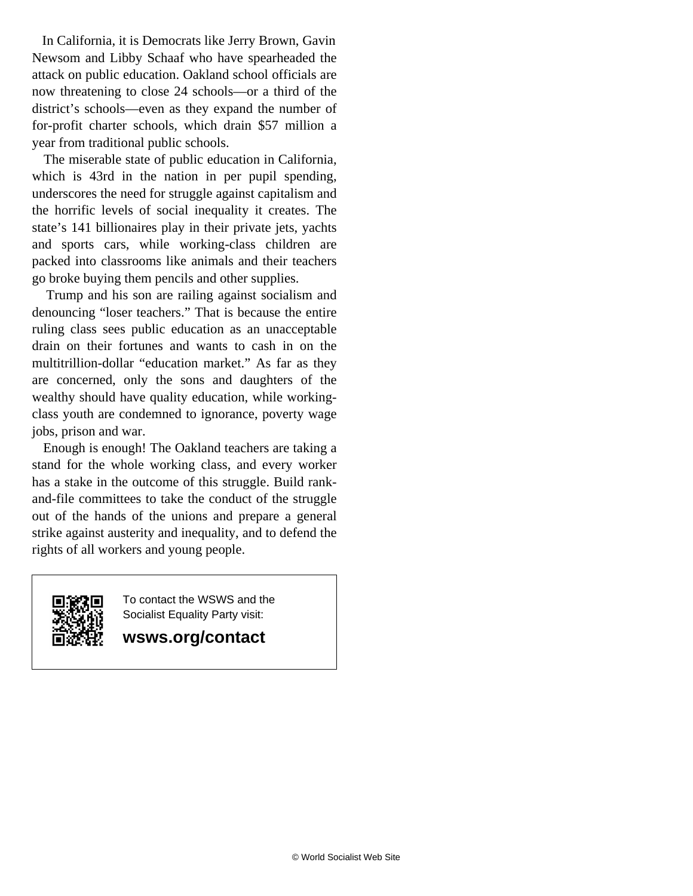In California, it is Democrats like Jerry Brown, Gavin Newsom and Libby Schaaf who have spearheaded the attack on public education. Oakland school officials are now threatening to close 24 schools—or a third of the district's schools—even as they expand the number of for-profit charter schools, which drain $57 million a year from traditional public schools.

The miserable state of public education in California, which is 43rd in the nation in per pupil spending, underscores the need for struggle against capitalism and the horrific levels of social inequality it creates. The state's 141 billionaires play in their private jets, yachts and sports cars, while working-class children are packed into classrooms like animals and their teachers go broke buying them pencils and other supplies.

Trump and his son are railing against socialism and denouncing "loser teachers." That is because the entire ruling class sees public education as an unacceptable drain on their fortunes and wants to cash in on the multitrillion-dollar "education market." As far as they are concerned, only the sons and daughters of the wealthy should have quality education, while working-class youth are condemned to ignorance, poverty wage jobs, prison and war.

Enough is enough! The Oakland teachers are taking a stand for the whole working class, and every worker has a stake in the outcome of this struggle. Build rank-and-file committees to take the conduct of the struggle out of the hands of the unions and prepare a general strike against austerity and inequality, and to defend the rights of all workers and young people.

To contact the WSWS and the Socialist Equality Party visit:

**wsws.org/contact**